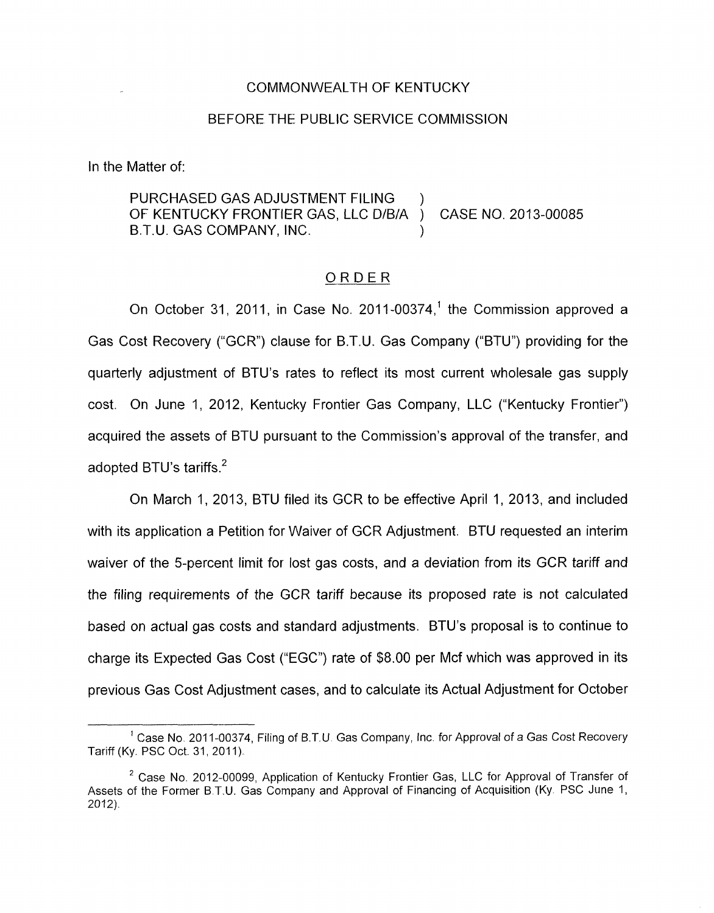COMMONWEALTH OF KENTUCKY

BEFORE THE PUBLIC SERVICE COMMISSION

In the Matter of:

PURCHASED GAS ADJUSTMENT FILING OF KENTUCKY FRONTIER GAS, LLC D/B/A B.T.U. GAS COMPANY, INC. ) CASE NO. 2013-00085

ORDER

On October 31, 2011, in Case No. 2011-00374,[1] the Commission approved a Gas Cost Recovery ("GCR") clause for B.T.U. Gas Company ("BTU") providing for the quarterly adjustment of BTU's rates to reflect its most current wholesale gas supply cost. On June 1, 2012, Kentucky Frontier Gas Company, LLC ("Kentucky Frontier") acquired the assets of BTU pursuant to the Commission's approval of the transfer, and adopted BTU's tariffs.[2]

On March 1, 2013, BTU filed its GCR to be effective April 1, 2013, and included with its application a Petition for Waiver of GCR Adjustment. BTU requested an interim waiver of the 5-percent limit for lost gas costs, and a deviation from its GCR tariff and the filing requirements of the GCR tariff because its proposed rate is not calculated based on actual gas costs and standard adjustments. BTU's proposal is to continue to charge its Expected Gas Cost ("EGC") rate of $8.00 per Mcf which was approved in its previous Gas Cost Adjustment cases, and to calculate its Actual Adjustment for October

[1] Case No. 2011-00374, Filing of B.T.U. Gas Company, Inc. for Approval of a Gas Cost Recovery Tariff (Ky. PSC Oct. 31, 2011).

[2] Case No. 2012-00099, Application of Kentucky Frontier Gas, LLC for Approval of Transfer of Assets of the Former B.T.U. Gas Company and Approval of Financing of Acquisition (Ky. PSC June 1, 2012).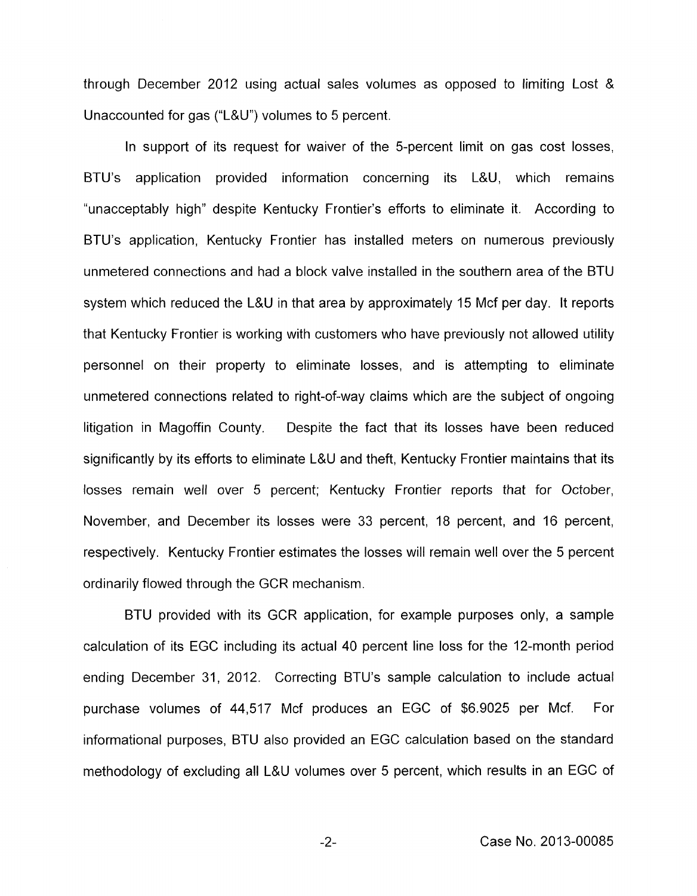through December 2012 using actual sales volumes as opposed to limiting Lost & Unaccounted for gas ("L&U") volumes to 5 percent.

In support of its request for waiver of the 5-percent limit on gas cost losses, BTU's application provided information concerning its L&U, which remains "unacceptably high" despite Kentucky Frontier's efforts to eliminate it. According to BTU's application, Kentucky Frontier has installed meters on numerous previously unmetered connections and had a block valve installed in the southern area of the BTU system which reduced the L&U in that area by approximately 15 Mcf per day. It reports that Kentucky Frontier is working with customers who have previously not allowed utility personnel on their property to eliminate losses, and is attempting to eliminate unmetered connections related to right-of-way claims which are the subject of ongoing litigation in Magoffin County. Despite the fact that its losses have been reduced significantly by its efforts to eliminate L&U and theft, Kentucky Frontier maintains that its losses remain well over 5 percent; Kentucky Frontier reports that for October, November, and December its losses were 33 percent, 18 percent, and 16 percent, respectively. Kentucky Frontier estimates the losses will remain well over the 5 percent ordinarily flowed through the GCR mechanism.

BTU provided with its GCR application, for example purposes only, a sample calculation of its EGC including its actual 40 percent line loss for the 12-month period ending December 31, 2012. Correcting BTU's sample calculation to include actual purchase volumes of 44,517 Mcf produces an EGC of $6.9025 per Mcf. For informational purposes, BTU also provided an EGC calculation based on the standard methodology of excluding all L&U volumes over 5 percent, which results in an EGC of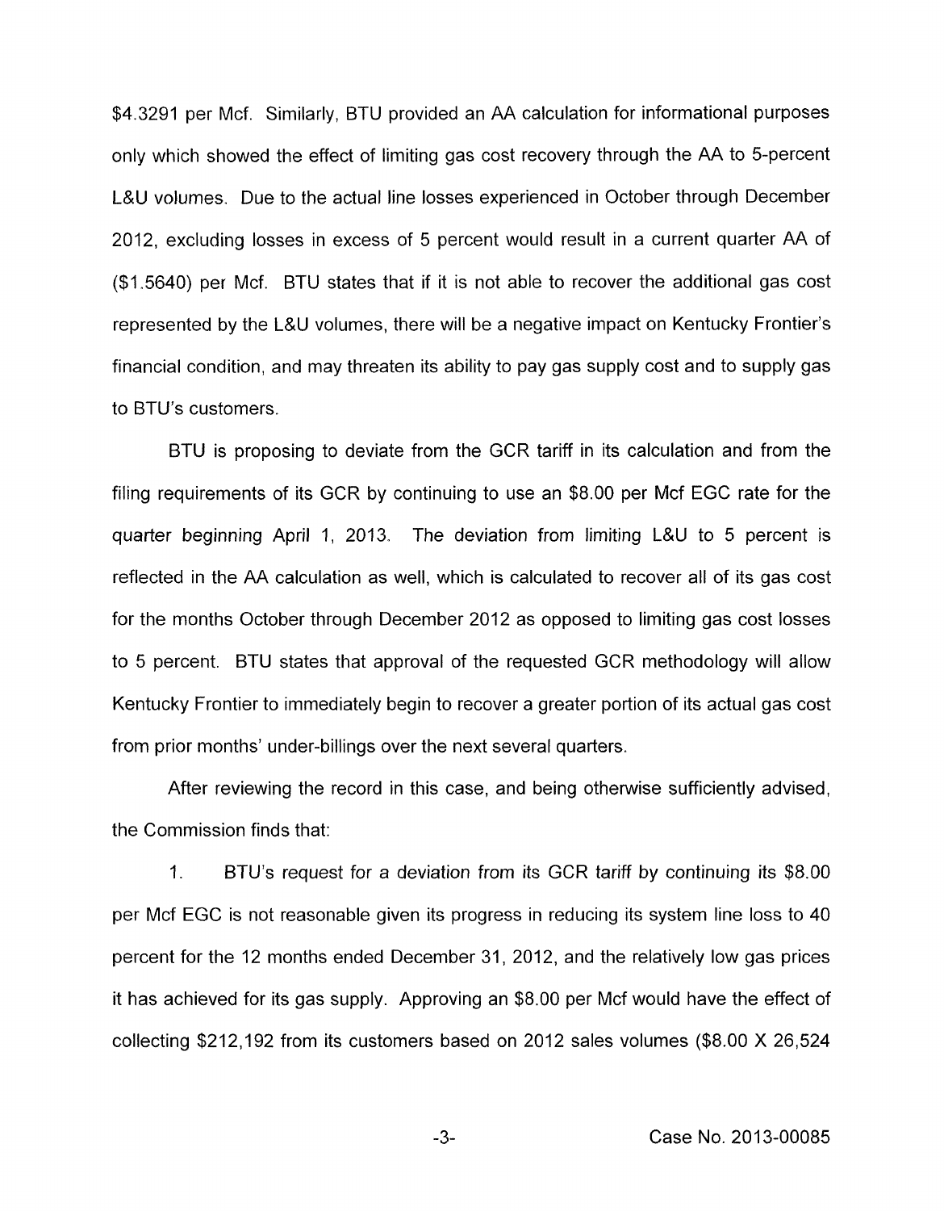$4.3291 per Mcf. Similarly, BTU provided an AA calculation for informational purposes only which showed the effect of limiting gas cost recovery through the AA to 5-percent L&U volumes. Due to the actual line losses experienced in October through December 2012, excluding losses in excess of 5 percent would result in a current quarter AA of ($1.5640) per Mcf. BTU states that if it is not able to recover the additional gas cost represented by the L&U volumes, there will be a negative impact on Kentucky Frontier's financial condition, and may threaten its ability to pay gas supply cost and to supply gas to BTU's customers.

BTU is proposing to deviate from the GCR tariff in its calculation and from the filing requirements of its GCR by continuing to use an $8.00 per Mcf EGC rate for the quarter beginning April 1, 2013. The deviation from limiting L&U to 5 percent is reflected in the AA calculation as well, which is calculated to recover all of its gas cost for the months October through December 2012 as opposed to limiting gas cost losses to 5 percent. BTU states that approval of the requested GCR methodology will allow Kentucky Frontier to immediately begin to recover a greater portion of its actual gas cost from prior months' under-billings over the next several quarters.

After reviewing the record in this case, and being otherwise sufficiently advised, the Commission finds that:

1. BTU's request for a deviation from its GCR tariff by continuing its $8.00 per Mcf EGC is not reasonable given its progress in reducing its system line loss to 40 percent for the 12 months ended December 31, 2012, and the relatively low gas prices it has achieved for its gas supply. Approving an $8.00 per Mcf would have the effect of collecting $212,192 from its customers based on 2012 sales volumes ($8.00 X 26,524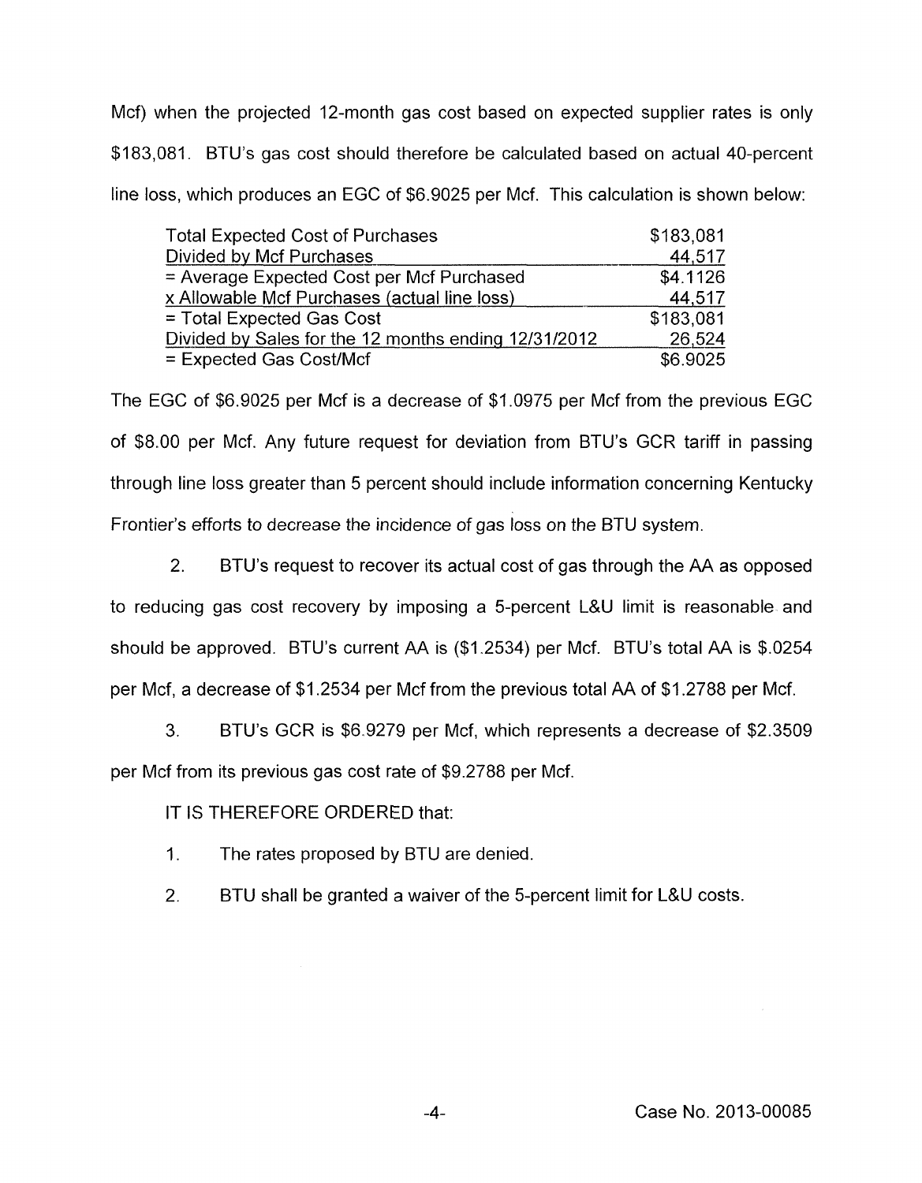Mcf) when the projected 12-month gas cost based on expected supplier rates is only \$183,081. BTU's gas cost should therefore be calculated based on actual 40-percent line loss, which produces an EGC of \$6.9025 per Mcf. This calculation is shown below:

| | |
|---|---|
| Total Expected Cost of Purchases | \$183,081 |
| Divided by Mcf Purchases | 44,517 |
| = Average Expected Cost per Mcf Purchased | \$4.1126 |
| x Allowable Mcf Purchases (actual line loss) | 44,517 |
| = Total Expected Gas Cost | \$183,081 |
| Divided by Sales for the 12 months ending 12/31/2012 | 26,524 |
| = Expected Gas Cost/Mcf | \$6.9025 |

The EGC of \$6.9025 per Mcf is a decrease of \$1.0975 per Mcf from the previous EGC of \$8.00 per Mcf. Any future request for deviation from BTU's GCR tariff in passing through line loss greater than 5 percent should include information concerning Kentucky Frontier's efforts to decrease the incidence of gas loss on the BTU system.

2. BTU's request to recover its actual cost of gas through the AA as opposed to reducing gas cost recovery by imposing a 5-percent L&U limit is reasonable and should be approved. BTU's current AA is (\$1.2534) per Mcf. BTU's total AA is \$.0254 per Mcf, a decrease of \$1.2534 per Mcf from the previous total AA of \$1.2788 per Mcf.

3. BTU's GCR is \$6.9279 per Mcf, which represents a decrease of \$2.3509 per Mcf from its previous gas cost rate of \$9.2788 per Mcf.

IT IS THEREFORE ORDERED that:

1. The rates proposed by BTU are denied.

2. BTU shall be granted a waiver of the 5-percent limit for L&U costs.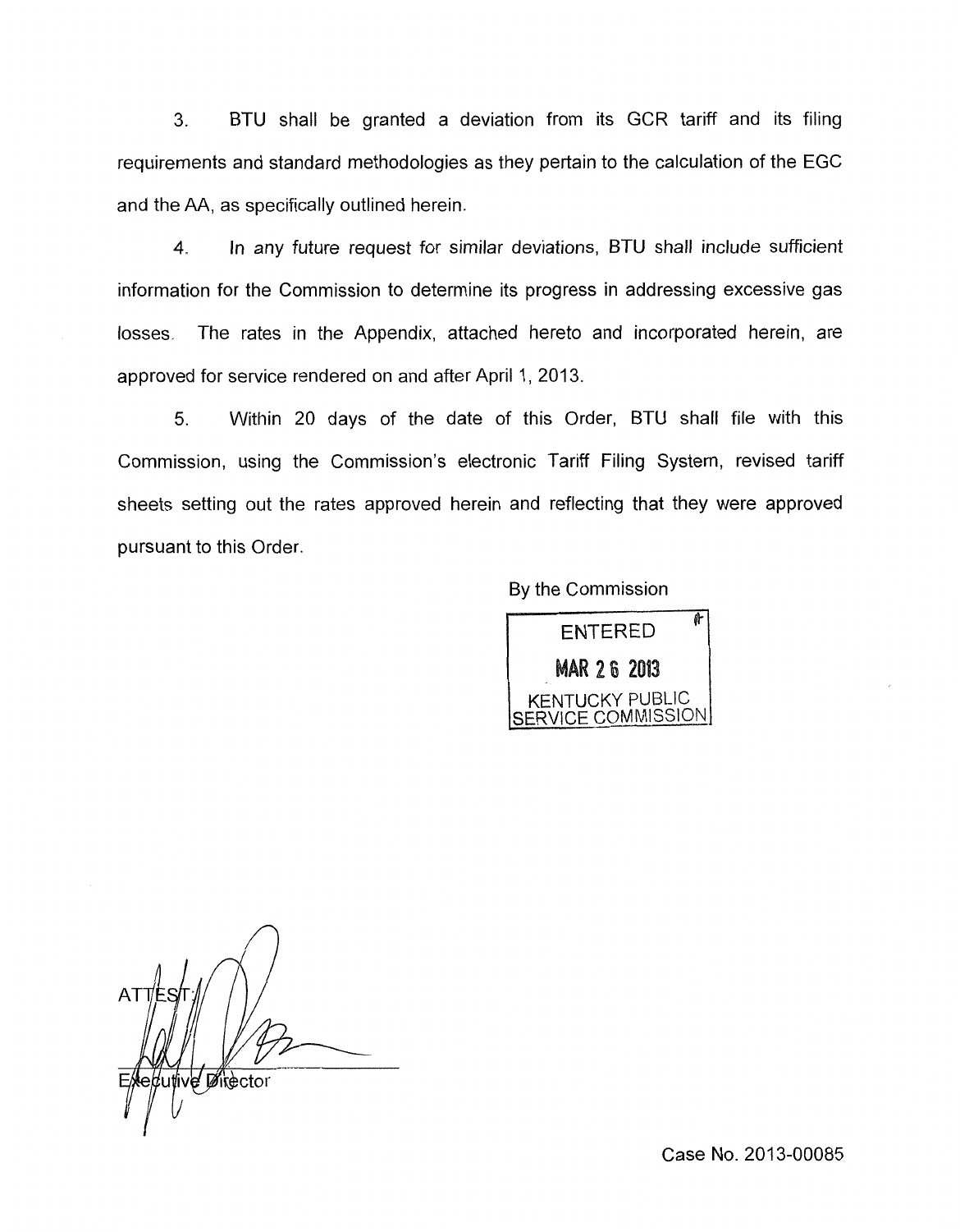3. BTU shall be granted a deviation from its GCR tariff and its filing requirements and standard methodologies as they pertain to the calculation of the EGC and the AA, as specifically outlined herein.

4. In any future request for similar deviations, BTU shall include sufficient information for the Commission to determine its progress in addressing excessive gas losses. The rates in the Appendix, attached hereto and incorporated herein, are approved for service rendered on and after April 1, 2013.

5. Within 20 days of the date of this Order, BTU shall file with this Commission, using the Commission's electronic Tariff Filing System, revised tariff sheets setting out the rates approved herein and reflecting that they were approved pursuant to this Order.

By the Commission

ENTERED
MAR 26 2013
KENTUCKY PUBLIC SERVICE COMMISSION

ATTEST:

Executive Director

Case No. 2013-00085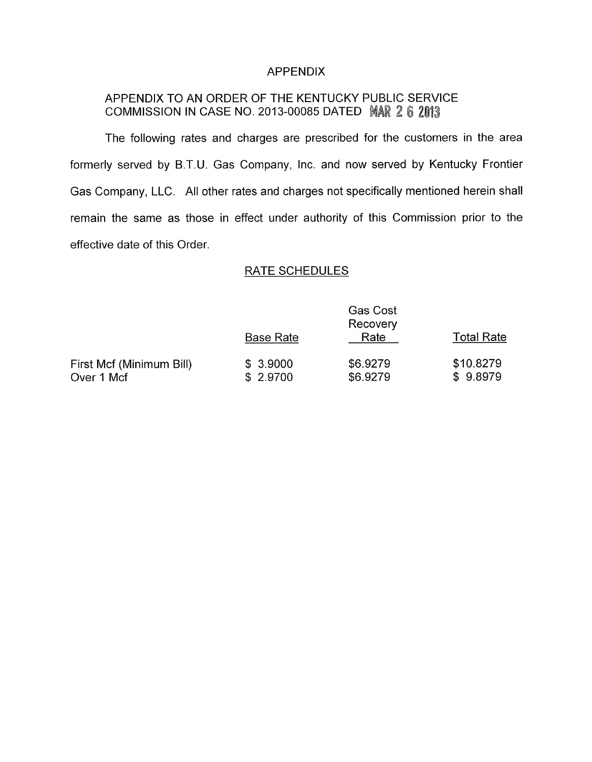# APPENDIX

## APPENDIX TO AN ORDER OF THE KENTUCKY PUBLIC SERVICE COMMISSION IN CASE NO. 2013-00085 DATED MAR 26 2013

The following rates and charges are prescribed for the customers in the area formerly served by B.T.U. Gas Company, Inc. and now served by Kentucky Frontier Gas Company, LLC. All other rates and charges not specifically mentioned herein shall remain the same as those in effect under authority of this Commission prior to the effective date of this Order.

### RATE SCHEDULES

| | Base Rate | Gas Cost Recovery Rate | Total Rate |
|---|---|---|---|
| First Mcf (Minimum Bill) | $ 3.9000 | $6.9279 | $10.8279 |
| Over 1 Mcf | $ 2.9700 | $6.9279 | $ 9.8979 |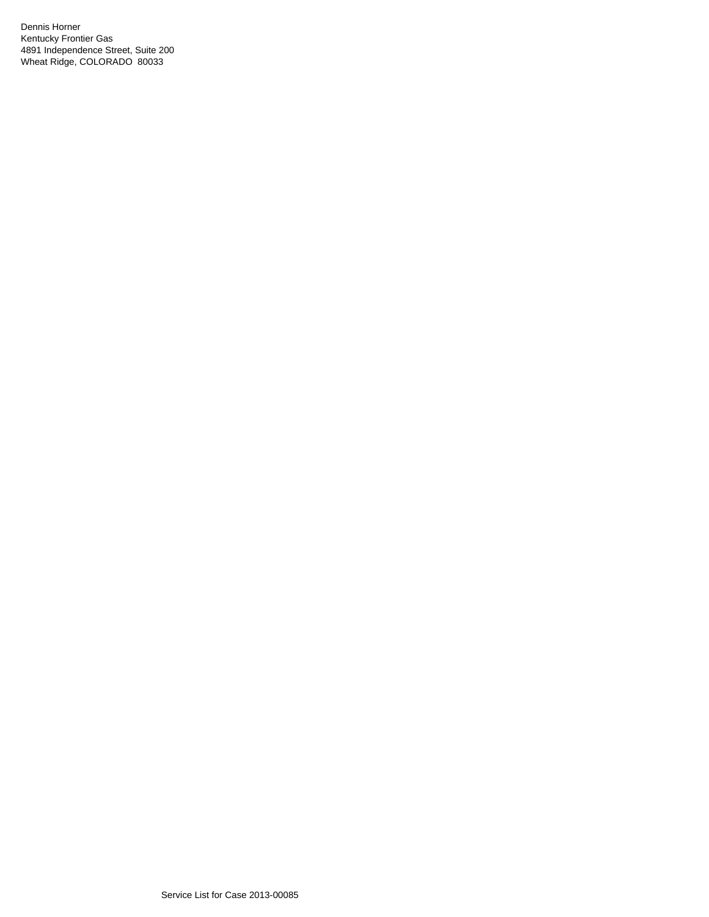Dennis Horner
Kentucky Frontier Gas
4891 Independence Street, Suite 200
Wheat Ridge, COLORADO  80033